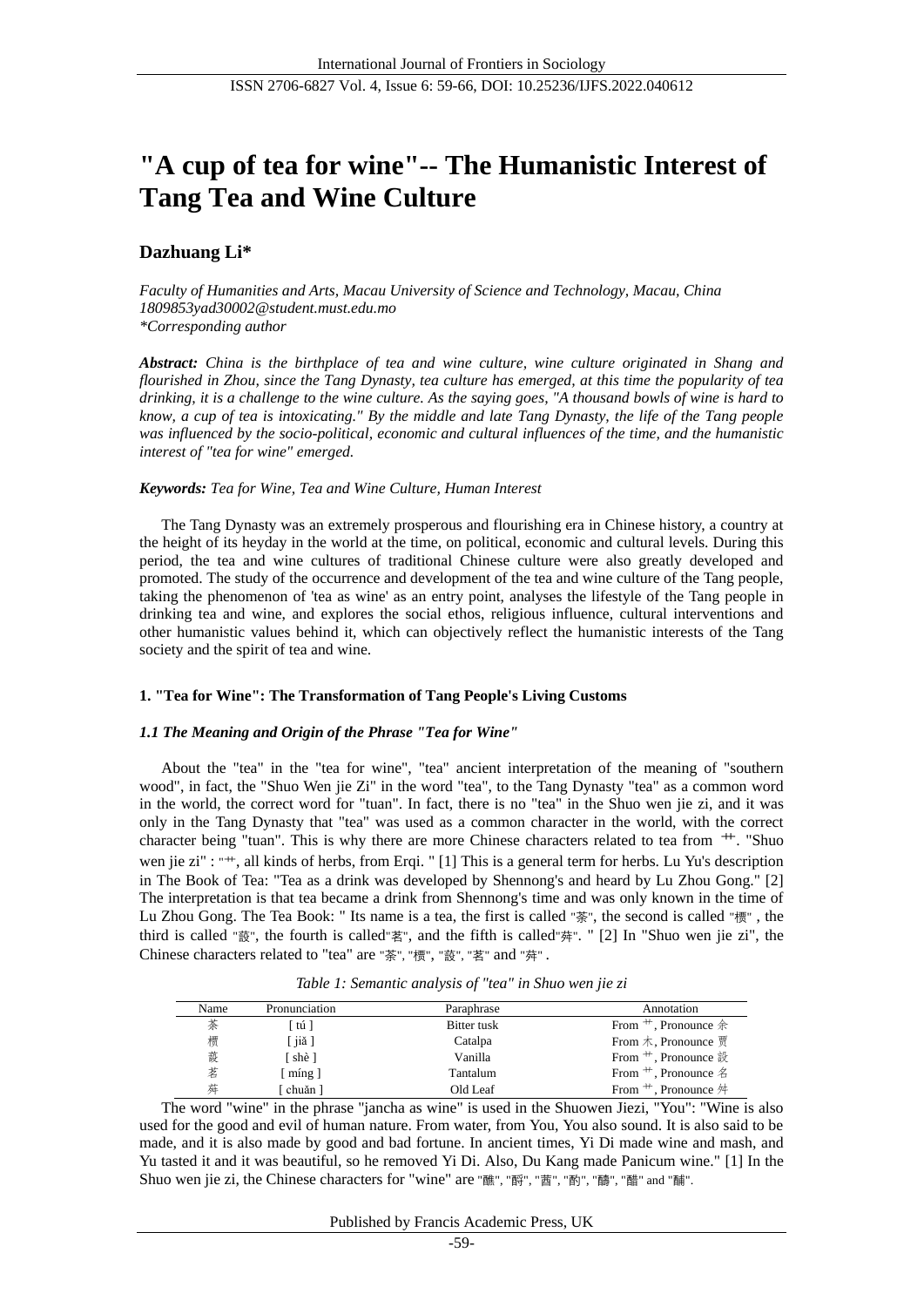# "A cup of tea for wine"-- The Humanistic Interest of Tang Tea and Wine Culture

**Dazhuang Li***

*Faculty of Humanities and Arts, Macau University of Science and Technology, Macau, China*
*1809853yad30002@student.must.edu.mo*
**Corresponding author*

***Abstract:*** *China is the birthplace of tea and wine culture, wine culture originated in Shang and flourished in Zhou, since the Tang Dynasty, tea culture has emerged, at this time the popularity of tea drinking, it is a challenge to the wine culture. As the saying goes, "A thousand bowls of wine is hard to know, a cup of tea is intoxicating." By the middle and late Tang Dynasty, the life of the Tang people was influenced by the socio-political, economic and cultural influences of the time, and the humanistic interest of "tea for wine" emerged.*

***Keywords:*** *Tea for Wine, Tea and Wine Culture, Human Interest*

The Tang Dynasty was an extremely prosperous and flourishing era in Chinese history, a country at the height of its heyday in the world at the time, on political, economic and cultural levels. During this period, the tea and wine cultures of traditional Chinese culture were also greatly developed and promoted. The study of the occurrence and development of the tea and wine culture of the Tang people, taking the phenomenon of 'tea as wine' as an entry point, analyses the lifestyle of the Tang people in drinking tea and wine, and explores the social ethos, religious influence, cultural interventions and other humanistic values behind it, which can objectively reflect the humanistic interests of the Tang society and the spirit of tea and wine.

## 1. "Tea for Wine": The Transformation of Tang People's Living Customs

### *1.1 The Meaning and Origin of the Phrase "Tea for Wine"*

About the "tea" in the "tea for wine", "tea" ancient interpretation of the meaning of "southern wood", in fact, the "Shuo Wen jie Zi" in the word "tea", to the Tang Dynasty "tea" as a common word in the world, the correct word for "tuan". In fact, there is no "tea" in the Shuo wen jie zi, and it was only in the Tang Dynasty that "tea" was used as a common character in the world, with the correct character being "tuan". This is why there are more Chinese characters related to tea from 艹. "Shuo wen jie zi" : "艹, all kinds of herbs, from Erqi. " [1] This is a general term for herbs. Lu Yu's description in The Book of Tea: "Tea as a drink was developed by Shennong's and heard by Lu Zhou Gong." [2] The interpretation is that tea became a drink from Shennong's time and was only known in the time of Lu Zhou Gong. The Tea Book: " Its name is a tea, the first is called "荼", the second is called "檟" , the third is called "蔎", the fourth is called"茗", and the fifth is called"荈". " [2] In "Shuo wen jie zi", the Chinese characters related to "tea" are "荼", "檟", "蔎", "茗" and "荈" .

*Table 1: Semantic analysis of "tea" in Shuo wen jie zi*

| Name | Pronunciation | Paraphrase | Annotation |
|---|---|---|---|
| 荼 | [ tú ] | Bitter tusk | From 艹, Pronounce 余 |
| 檟 | [ jiǎ ] | Catalpa | From 木, Pronounce 賈 |
| 蔎 | [ shè ] | Vanilla | From 艹, Pronounce 設 |
| 茗 | [ míng ] | Tantalum | From 艹, Pronounce 名 |
| 荈 | [ chuǎn ] | Old Leaf | From 艹, Pronounce 舛 |

The word "wine" in the phrase "jancha as wine" is used in the Shuowen Jiezi, "You": "Wine is also used for the good and evil of human nature. From water, from You, You also sound. It is also said to be made, and it is also made by good and bad fortune. In ancient times, Yi Di made wine and mash, and Yu tasted it and it was beautiful, so he removed Yi Di. Also, Du Kang made Panicum wine." [1] In the Shuo wen jie zi, the Chinese characters for "wine" are "醮", "酹", "酉", "酌", "醻", "醋" and "醑".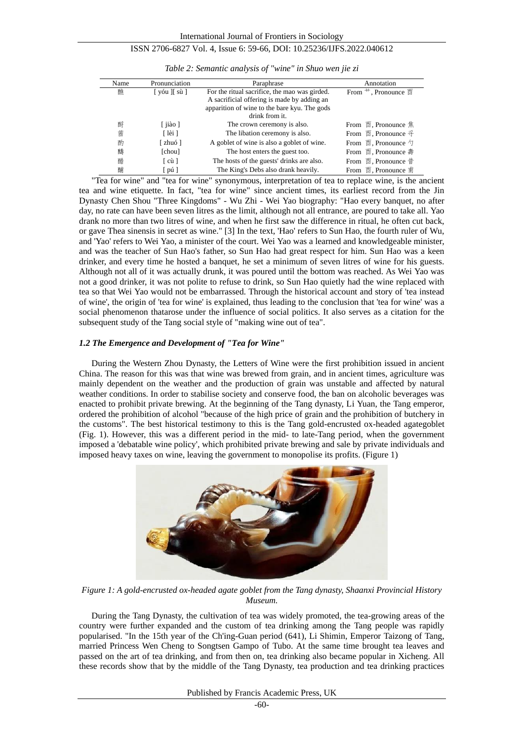*Table 2: Semantic analysis of "wine" in Shuo wen jie zi*

| Name | Pronunciation | Paraphrase | Annotation |
|---|---|---|---|
| 醆 | [ yóu ][ sù ] | For the ritual sacrifice, the mao was girded. A sacrificial offering is made by adding an apparition of wine to the bare kyu. The gods drink from it. | From 艹, Pronounce 酉 |
| 醮 | [ jiào ] | The crown ceremony is also. | From 酉, Pronounce 焦 |
| 醑 | [ lèi ] | The libation ceremony is also. | From 酉, Pronounce 寽 |
| 酌 | [ zhuó ] | A goblet of wine is also a goblet of wine. | From 酉, Pronounce 勺 |
| 醻 | [chou] | The host enters the guest too. | From 酉, Pronounce 壽 |
| 醋 | [ cù ] | The hosts of the guests' drinks are also. | From 酉, Pronounce 昔 |
| 酺 | [ pú ] | The King's Debs also drank heavily. | From 酉, Pronounce 甫 |

"Tea for wine" and "tea for wine" synonymous, interpretation of tea to replace wine, is the ancient tea and wine etiquette. In fact, "tea for wine" since ancient times, its earliest record from the Jin Dynasty Chen Shou "Three Kingdoms" - Wu Zhi - Wei Yao biography: "Hao every banquet, no after day, no rate can have been seven litres as the limit, although not all entrance, are poured to take all. Yao drank no more than two litres of wine, and when he first saw the difference in ritual, he often cut back, or gave Thea sinensis in secret as wine." [3] In the text, 'Hao' refers to Sun Hao, the fourth ruler of Wu, and 'Yao' refers to Wei Yao, a minister of the court. Wei Yao was a learned and knowledgeable minister, and was the teacher of Sun Hao's father, so Sun Hao had great respect for him. Sun Hao was a keen drinker, and every time he hosted a banquet, he set a minimum of seven litres of wine for his guests. Although not all of it was actually drunk, it was poured until the bottom was reached. As Wei Yao was not a good drinker, it was not polite to refuse to drink, so Sun Hao quietly had the wine replaced with tea so that Wei Yao would not be embarrassed. Through the historical account and story of 'tea instead of wine', the origin of 'tea for wine' is explained, thus leading to the conclusion that 'tea for wine' was a social phenomenon thatarose under the influence of social politics. It also serves as a citation for the subsequent study of the Tang social style of "making wine out of tea".

### *1.2 The Emergence and Development of "Tea for Wine"*

During the Western Zhou Dynasty, the Letters of Wine were the first prohibition issued in ancient China. The reason for this was that wine was brewed from grain, and in ancient times, agriculture was mainly dependent on the weather and the production of grain was unstable and affected by natural weather conditions. In order to stabilise society and conserve food, the ban on alcoholic beverages was enacted to prohibit private brewing. At the beginning of the Tang dynasty, Li Yuan, the Tang emperor, ordered the prohibition of alcohol "because of the high price of grain and the prohibition of butchery in the customs". The best historical testimony to this is the Tang gold-encrusted ox-headed agategoblet (Fig. 1). However, this was a different period in the mid- to late-Tang period, when the government imposed a 'debatable wine policy', which prohibited private brewing and sale by private individuals and imposed heavy taxes on wine, leaving the government to monopolise its profits. (Figure 1)

*Figure 1: A gold-encrusted ox-headed agate goblet from the Tang dynasty, Shaanxi Provincial History Museum.*

During the Tang Dynasty, the cultivation of tea was widely promoted, the tea-growing areas of the country were further expanded and the custom of tea drinking among the Tang people was rapidly popularised. "In the 15th year of the Ch'ing-Guan period (641), Li Shimin, Emperor Taizong of Tang, married Princess Wen Cheng to Songtsen Gampo of Tubo. At the same time brought tea leaves and passed on the art of tea drinking, and from then on, tea drinking also became popular in Xicheng. All these records show that by the middle of the Tang Dynasty, tea production and tea drinking practices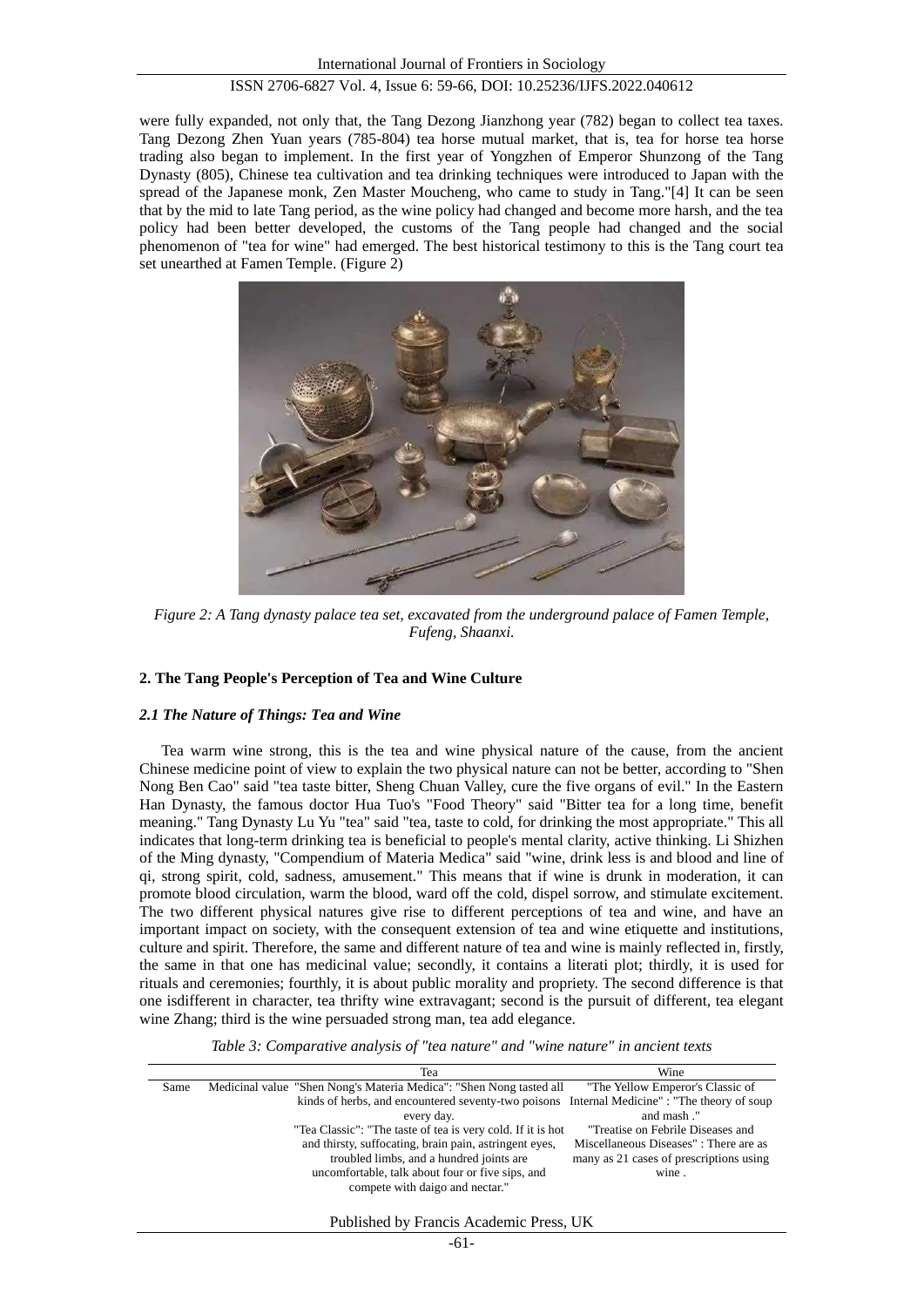were fully expanded, not only that, the Tang Dezong Jianzhong year (782) began to collect tea taxes. Tang Dezong Zhen Yuan years (785-804) tea horse mutual market, that is, tea for horse tea horse trading also began to implement. In the first year of Yongzhen of Emperor Shunzong of the Tang Dynasty (805), Chinese tea cultivation and tea drinking techniques were introduced to Japan with the spread of the Japanese monk, Zen Master Moucheng, who came to study in Tang."[4] It can be seen that by the mid to late Tang period, as the wine policy had changed and become more harsh, and the tea policy had been better developed, the customs of the Tang people had changed and the social phenomenon of "tea for wine" had emerged. The best historical testimony to this is the Tang court tea set unearthed at Famen Temple. (Figure 2)

*Figure 2: A Tang dynasty palace tea set, excavated from the underground palace of Famen Temple, Fufeng, Shaanxi.*

## 2. The Tang People's Perception of Tea and Wine Culture

### *2.1 The Nature of Things: Tea and Wine*

Tea warm wine strong, this is the tea and wine physical nature of the cause, from the ancient Chinese medicine point of view to explain the two physical nature can not be better, according to "Shen Nong Ben Cao" said "tea taste bitter, Sheng Chuan Valley, cure the five organs of evil." In the Eastern Han Dynasty, the famous doctor Hua Tuo's "Food Theory" said "Bitter tea for a long time, benefit meaning." Tang Dynasty Lu Yu "tea" said "tea, taste to cold, for drinking the most appropriate." This all indicates that long-term drinking tea is beneficial to people's mental clarity, active thinking. Li Shizhen of the Ming dynasty, "Compendium of Materia Medica" said "wine, drink less is and blood and line of qi, strong spirit, cold, sadness, amusement." This means that if wine is drunk in moderation, it can promote blood circulation, warm the blood, ward off the cold, dispel sorrow, and stimulate excitement. The two different physical natures give rise to different perceptions of tea and wine, and have an important impact on society, with the consequent extension of tea and wine etiquette and institutions, culture and spirit. Therefore, the same and different nature of tea and wine is mainly reflected in, firstly, the same in that one has medicinal value; secondly, it contains a literati plot; thirdly, it is used for rituals and ceremonies; fourthly, it is about public morality and propriety. The second difference is that one isdifferent in character, tea thrifty wine extravagant; second is the pursuit of different, tea elegant wine Zhang; third is the wine persuaded strong man, tea add elegance.

*Table 3: Comparative analysis of "tea nature" and "wine nature" in ancient texts*

| | | Tea | Wine |
|---|---|---|---|
| Same | Medicinal value | "Shen Nong's Materia Medica": "Shen Nong tasted all kinds of herbs, and encountered seventy-two poisons every day.<br>"Tea Classic": "The taste of tea is very cold. If it is hot and thirsty, suffocating, brain pain, astringent eyes, troubled limbs, and a hundred joints are uncomfortable, talk about four or five sips, and compete with daigo and nectar." | "The Yellow Emperor's Classic of Internal Medicine" : "The theory of soup and mash ."<br>"Treatise on Febrile Diseases and Miscellaneous Diseases" : There are as many as 21 cases of prescriptions using wine . |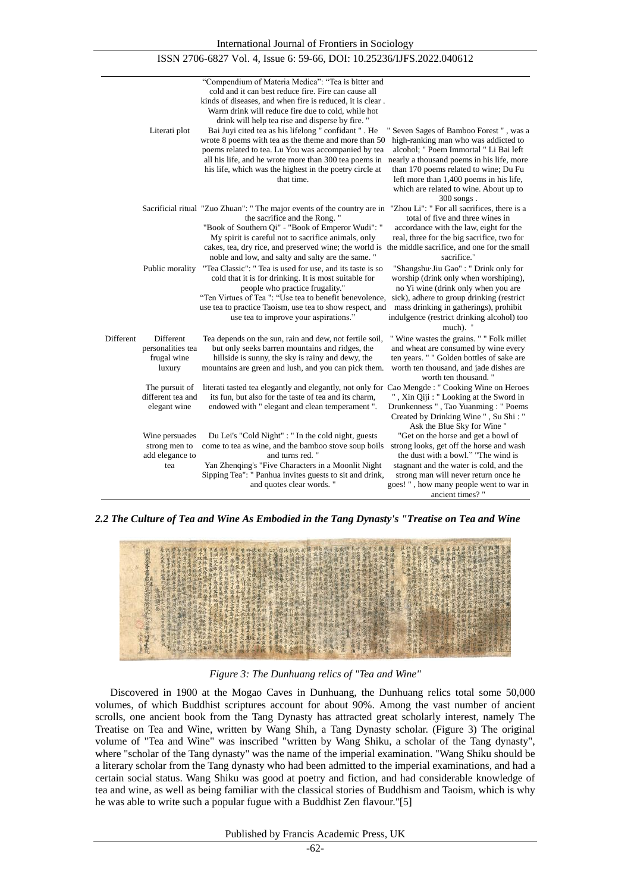| | | | |
|---|---|---|---|
| | | "Compendium of Materia Medica": "Tea is bitter and cold and it can best reduce fire. Fire can cause all kinds of diseases, and when fire is reduced, it is clear . Warm drink will reduce fire due to cold, while hot drink will help tea rise and disperse by fire. " | |
| | Literati plot | Bai Juyi cited tea as his lifelong " confidant " . He wrote 8 poems with tea as the theme and more than 50 poems related to tea. Lu You was accompanied by tea all his life, and he wrote more than 300 tea poems in his life, which was the highest in the poetry circle at that time. | " Seven Sages of Bamboo Forest " , was a high-ranking man who was addicted to alcohol; " Poem Immortal " Li Bai left nearly a thousand poems in his life, more than 170 poems related to wine; Du Fu left more than 1,400 poems in his life, which are related to wine. About up to 300 songs . |
| | Sacrificial ritual | "Zuo Zhuan": " The major events of the country are in the sacrifice and the Rong. " "Book of Southern Qi" - "Book of Emperor Wudi": " My spirit is careful not to sacrifice animals, only cakes, tea, dry rice, and preserved wine; the world is noble and low, and salty and salty are the same. " | "Zhou Li": " For all sacrifices, there is a total of five and three wines in accordance with the law, eight for the real, three for the big sacrifice, two for the middle sacrifice, and one for the small sacrifice." |
| | Public morality | "Tea Classic": " Tea is used for use, and its taste is so cold that it is for drinking. It is most suitable for people who practice frugality." "Ten Virtues of Tea ": "Use tea to benefit benevolence, use tea to practice Taoism, use tea to show respect, and use tea to improve your aspirations." | "Shangshu·Jiu Gao" : " Drink only for worship (drink only when worshiping), no Yi wine (drink only when you are sick), adhere to group drinking (restrict mass drinking in gatherings), prohibit indulgence (restrict drinking alcohol) too much). " |
| Different | Different personalities tea frugal wine luxury | Tea depends on the sun, rain and dew, not fertile soil, but only seeks barren mountains and ridges, the hillside is sunny, the sky is rainy and dewy, the mountains are green and lush, and you can pick them. | " Wine wastes the grains. " " Folk millet and wheat are consumed by wine every ten years. " " Golden bottles of sake are worth ten thousand, and jade dishes are worth ten thousand. " |
| | The pursuit of different tea and elegant wine | literati tasted tea elegantly and elegantly, not only for its fun, but also for the taste of tea and its charm, endowed with " elegant and clean temperament ". | Cao Mengde : " Cooking Wine on Heroes " , Xin Qiji : " Looking at the Sword in Drunkenness " , Tao Yuanming : " Poems Created by Drinking Wine " , Su Shi : " Ask the Blue Sky for Wine " |
| | Wine persuades strong men to add elegance to tea | Du Lei's "Cold Night" : " In the cold night, guests come to tea as wine, and the bamboo stove soup boils and turns red. " Yan Zhenqing's "Five Characters in a Moonlit Night Sipping Tea": " Panhua invites guests to sit and drink, and quotes clear words. " | "Get on the horse and get a bowl of strong looks, get off the horse and wash the dust with a bowl." "The wind is stagnant and the water is cold, and the strong man will never return once he goes! " , how many people went to war in ancient times? " |

### *2.2 The Culture of Tea and Wine As Embodied in the Tang Dynasty's "Treatise on Tea and Wine*

*Figure 3: The Dunhuang relics of "Tea and Wine"*

Discovered in 1900 at the Mogao Caves in Dunhuang, the Dunhuang relics total some 50,000 volumes, of which Buddhist scriptures account for about 90%. Among the vast number of ancient scrolls, one ancient book from the Tang Dynasty has attracted great scholarly interest, namely The Treatise on Tea and Wine, written by Wang Shih, a Tang Dynasty scholar. (Figure 3) The original volume of "Tea and Wine" was inscribed "written by Wang Shiku, a scholar of the Tang dynasty", where "scholar of the Tang dynasty" was the name of the imperial examination. "Wang Shiku should be a literary scholar from the Tang dynasty who had been admitted to the imperial examinations, and had a certain social status. Wang Shiku was good at poetry and fiction, and had considerable knowledge of tea and wine, as well as being familiar with the classical stories of Buddhism and Taoism, which is why he was able to write such a popular fugue with a Buddhist Zen flavour."[5]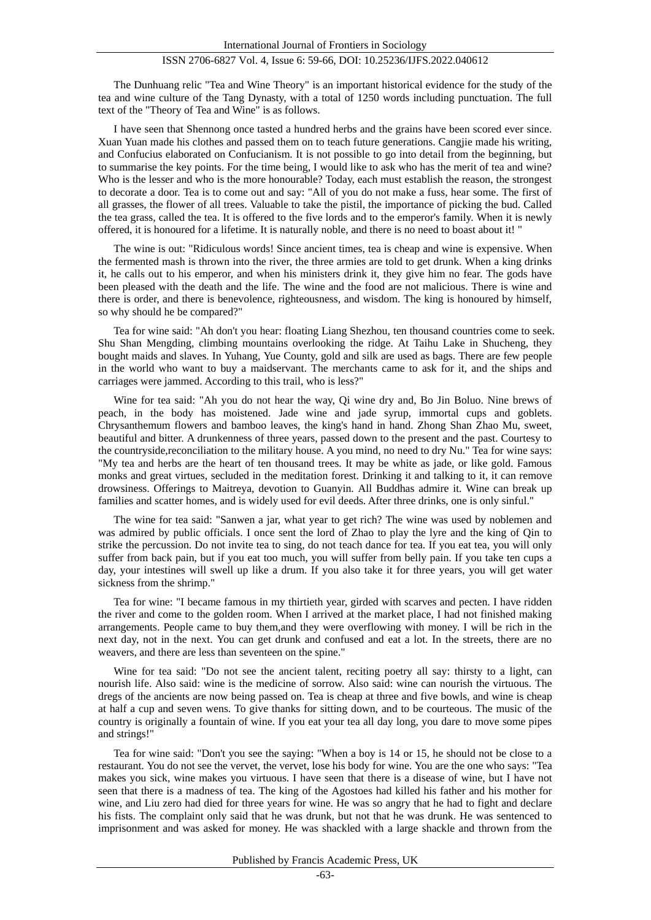The Dunhuang relic "Tea and Wine Theory" is an important historical evidence for the study of the tea and wine culture of the Tang Dynasty, with a total of 1250 words including punctuation. The full text of the "Theory of Tea and Wine" is as follows.

I have seen that Shennong once tasted a hundred herbs and the grains have been scored ever since. Xuan Yuan made his clothes and passed them on to teach future generations. Cangjie made his writing, and Confucius elaborated on Confucianism. It is not possible to go into detail from the beginning, but to summarise the key points. For the time being, I would like to ask who has the merit of tea and wine? Who is the lesser and who is the more honourable? Today, each must establish the reason, the strongest to decorate a door. Tea is to come out and say: "All of you do not make a fuss, hear some. The first of all grasses, the flower of all trees. Valuable to take the pistil, the importance of picking the bud. Called the tea grass, called the tea. It is offered to the five lords and to the emperor's family. When it is newly offered, it is honoured for a lifetime. It is naturally noble, and there is no need to boast about it! "

The wine is out: "Ridiculous words! Since ancient times, tea is cheap and wine is expensive. When the fermented mash is thrown into the river, the three armies are told to get drunk. When a king drinks it, he calls out to his emperor, and when his ministers drink it, they give him no fear. The gods have been pleased with the death and the life. The wine and the food are not malicious. There is wine and there is order, and there is benevolence, righteousness, and wisdom. The king is honoured by himself, so why should he be compared?"

Tea for wine said: "Ah don't you hear: floating Liang Shezhou, ten thousand countries come to seek. Shu Shan Mengding, climbing mountains overlooking the ridge. At Taihu Lake in Shucheng, they bought maids and slaves. In Yuhang, Yue County, gold and silk are used as bags. There are few people in the world who want to buy a maidservant. The merchants came to ask for it, and the ships and carriages were jammed. According to this trail, who is less?"

Wine for tea said: "Ah you do not hear the way, Qi wine dry and, Bo Jin Boluo. Nine brews of peach, in the body has moistened. Jade wine and jade syrup, immortal cups and goblets. Chrysanthemum flowers and bamboo leaves, the king's hand in hand. Zhong Shan Zhao Mu, sweet, beautiful and bitter. A drunkenness of three years, passed down to the present and the past. Courtesy to the countryside,reconciliation to the military house. A you mind, no need to dry Nu." Tea for wine says: "My tea and herbs are the heart of ten thousand trees. It may be white as jade, or like gold. Famous monks and great virtues, secluded in the meditation forest. Drinking it and talking to it, it can remove drowsiness. Offerings to Maitreya, devotion to Guanyin. All Buddhas admire it. Wine can break up families and scatter homes, and is widely used for evil deeds. After three drinks, one is only sinful."

The wine for tea said: "Sanwen a jar, what year to get rich? The wine was used by noblemen and was admired by public officials. I once sent the lord of Zhao to play the lyre and the king of Qin to strike the percussion. Do not invite tea to sing, do not teach dance for tea. If you eat tea, you will only suffer from back pain, but if you eat too much, you will suffer from belly pain. If you take ten cups a day, your intestines will swell up like a drum. If you also take it for three years, you will get water sickness from the shrimp."

Tea for wine: "I became famous in my thirtieth year, girded with scarves and pecten. I have ridden the river and come to the golden room. When I arrived at the market place, I had not finished making arrangements. People came to buy them,and they were overflowing with money. I will be rich in the next day, not in the next. You can get drunk and confused and eat a lot. In the streets, there are no weavers, and there are less than seventeen on the spine."

Wine for tea said: "Do not see the ancient talent, reciting poetry all say: thirsty to a light, can nourish life. Also said: wine is the medicine of sorrow. Also said: wine can nourish the virtuous. The dregs of the ancients are now being passed on. Tea is cheap at three and five bowls, and wine is cheap at half a cup and seven wens. To give thanks for sitting down, and to be courteous. The music of the country is originally a fountain of wine. If you eat your tea all day long, you dare to move some pipes and strings!"

Tea for wine said: "Don't you see the saying: "When a boy is 14 or 15, he should not be close to a restaurant. You do not see the vervet, the vervet, lose his body for wine. You are the one who says: "Tea makes you sick, wine makes you virtuous. I have seen that there is a disease of wine, but I have not seen that there is a madness of tea. The king of the Agostoes had killed his father and his mother for wine, and Liu zero had died for three years for wine. He was so angry that he had to fight and declare his fists. The complaint only said that he was drunk, but not that he was drunk. He was sentenced to imprisonment and was asked for money. He was shackled with a large shackle and thrown from the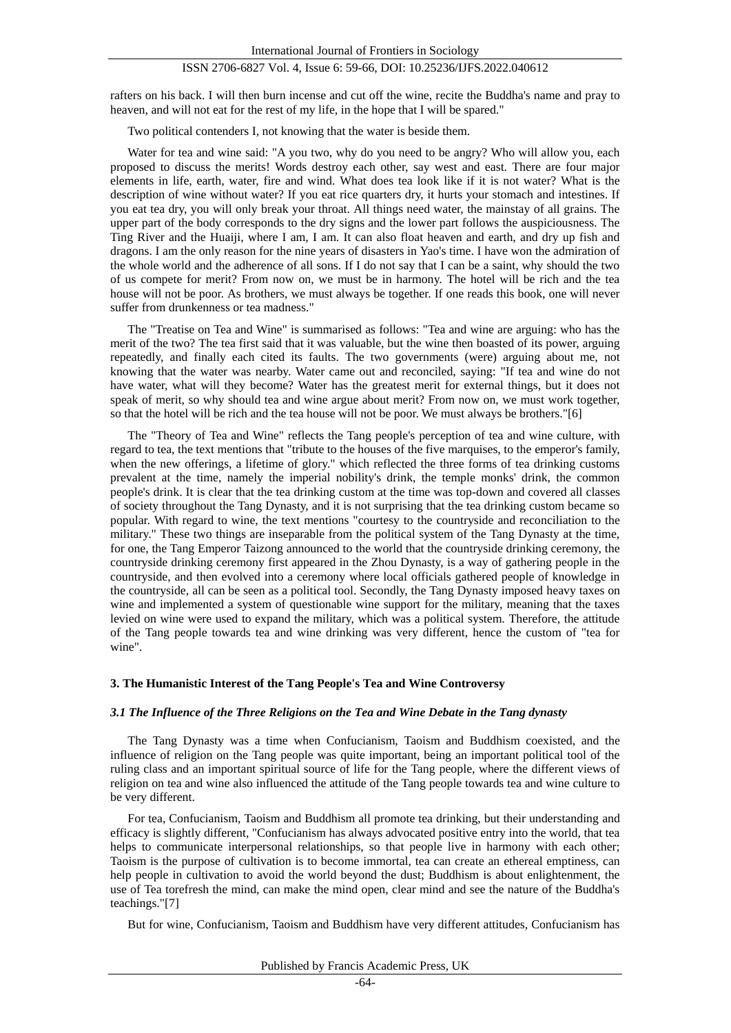rafters on his back. I will then burn incense and cut off the wine, recite the Buddha's name and pray to heaven, and will not eat for the rest of my life, in the hope that I will be spared."

Two political contenders I, not knowing that the water is beside them.

Water for tea and wine said: "A you two, why do you need to be angry? Who will allow you, each proposed to discuss the merits! Words destroy each other, say west and east. There are four major elements in life, earth, water, fire and wind. What does tea look like if it is not water? What is the description of wine without water? If you eat rice quarters dry, it hurts your stomach and intestines. If you eat tea dry, you will only break your throat. All things need water, the mainstay of all grains. The upper part of the body corresponds to the dry signs and the lower part follows the auspiciousness. The Ting River and the Huaiji, where I am, I am. It can also float heaven and earth, and dry up fish and dragons. I am the only reason for the nine years of disasters in Yao's time. I have won the admiration of the whole world and the adherence of all sons. If I do not say that I can be a saint, why should the two of us compete for merit? From now on, we must be in harmony. The hotel will be rich and the tea house will not be poor. As brothers, we must always be together. If one reads this book, one will never suffer from drunkenness or tea madness."

The "Treatise on Tea and Wine" is summarised as follows: "Tea and wine are arguing: who has the merit of the two? The tea first said that it was valuable, but the wine then boasted of its power, arguing repeatedly, and finally each cited its faults. The two governments (were) arguing about me, not knowing that the water was nearby. Water came out and reconciled, saying: "If tea and wine do not have water, what will they become? Water has the greatest merit for external things, but it does not speak of merit, so why should tea and wine argue about merit? From now on, we must work together, so that the hotel will be rich and the tea house will not be poor. We must always be brothers."[6]

The "Theory of Tea and Wine" reflects the Tang people's perception of tea and wine culture, with regard to tea, the text mentions that "tribute to the houses of the five marquises, to the emperor's family, when the new offerings, a lifetime of glory." which reflected the three forms of tea drinking customs prevalent at the time, namely the imperial nobility's drink, the temple monks' drink, the common people's drink. It is clear that the tea drinking custom at the time was top-down and covered all classes of society throughout the Tang Dynasty, and it is not surprising that the tea drinking custom became so popular. With regard to wine, the text mentions "courtesy to the countryside and reconciliation to the military." These two things are inseparable from the political system of the Tang Dynasty at the time, for one, the Tang Emperor Taizong announced to the world that the countryside drinking ceremony, the countryside drinking ceremony first appeared in the Zhou Dynasty, is a way of gathering people in the countryside, and then evolved into a ceremony where local officials gathered people of knowledge in the countryside, all can be seen as a political tool. Secondly, the Tang Dynasty imposed heavy taxes on wine and implemented a system of questionable wine support for the military, meaning that the taxes levied on wine were used to expand the military, which was a political system. Therefore, the attitude of the Tang people towards tea and wine drinking was very different, hence the custom of "tea for wine".

## 3. The Humanistic Interest of the Tang People's Tea and Wine Controversy

### *3.1 The Influence of the Three Religions on the Tea and Wine Debate in the Tang dynasty*

The Tang Dynasty was a time when Confucianism, Taoism and Buddhism coexisted, and the influence of religion on the Tang people was quite important, being an important political tool of the ruling class and an important spiritual source of life for the Tang people, where the different views of religion on tea and wine also influenced the attitude of the Tang people towards tea and wine culture to be very different.

For tea, Confucianism, Taoism and Buddhism all promote tea drinking, but their understanding and efficacy is slightly different, "Confucianism has always advocated positive entry into the world, that tea helps to communicate interpersonal relationships, so that people live in harmony with each other; Taoism is the purpose of cultivation is to become immortal, tea can create an ethereal emptiness, can help people in cultivation to avoid the world beyond the dust; Buddhism is about enlightenment, the use of Tea torefresh the mind, can make the mind open, clear mind and see the nature of the Buddha's teachings."[7]

But for wine, Confucianism, Taoism and Buddhism have very different attitudes, Confucianism has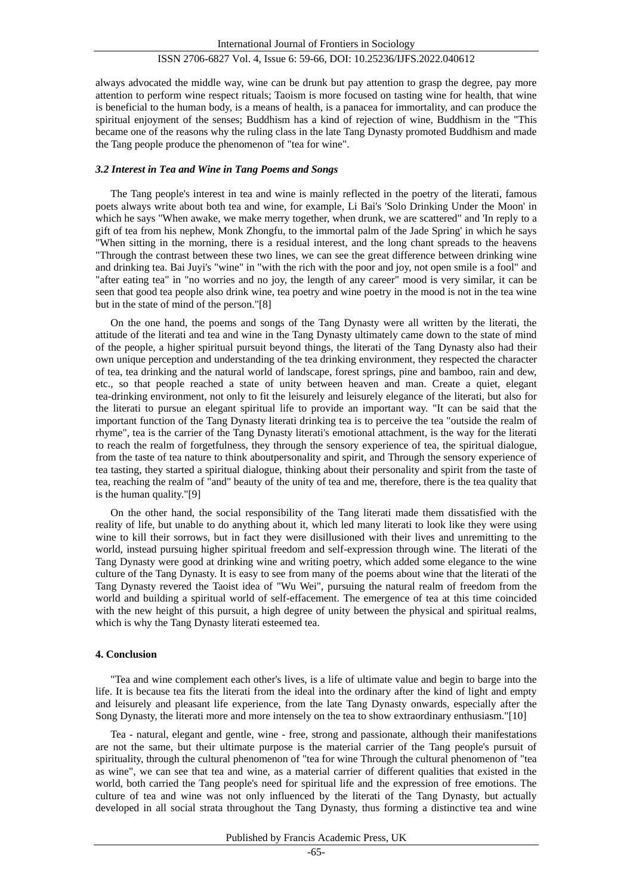always advocated the middle way, wine can be drunk but pay attention to grasp the degree, pay more attention to perform wine respect rituals; Taoism is more focused on tasting wine for health, that wine is beneficial to the human body, is a means of health, is a panacea for immortality, and can produce the spiritual enjoyment of the senses; Buddhism has a kind of rejection of wine, Buddhism in the "This became one of the reasons why the ruling class in the late Tang Dynasty promoted Buddhism and made the Tang people produce the phenomenon of "tea for wine".

### *3.2 Interest in Tea and Wine in Tang Poems and Songs*

The Tang people's interest in tea and wine is mainly reflected in the poetry of the literati, famous poets always write about both tea and wine, for example, Li Bai's 'Solo Drinking Under the Moon' in which he says "When awake, we make merry together, when drunk, we are scattered" and 'In reply to a gift of tea from his nephew, Monk Zhongfu, to the immortal palm of the Jade Spring' in which he says "When sitting in the morning, there is a residual interest, and the long chant spreads to the heavens "Through the contrast between these two lines, we can see the great difference between drinking wine and drinking tea. Bai Juyi's "wine" in "with the rich with the poor and joy, not open smile is a fool" and "after eating tea" in "no worries and no joy, the length of any career" mood is very similar, it can be seen that good tea people also drink wine, tea poetry and wine poetry in the mood is not in the tea wine but in the state of mind of the person."[8]

On the one hand, the poems and songs of the Tang Dynasty were all written by the literati, the attitude of the literati and tea and wine in the Tang Dynasty ultimately came down to the state of mind of the people, a higher spiritual pursuit beyond things, the literati of the Tang Dynasty also had their own unique perception and understanding of the tea drinking environment, they respected the character of tea, tea drinking and the natural world of landscape, forest springs, pine and bamboo, rain and dew, etc., so that people reached a state of unity between heaven and man. Create a quiet, elegant tea-drinking environment, not only to fit the leisurely and leisurely elegance of the literati, but also for the literati to pursue an elegant spiritual life to provide an important way. "It can be said that the important function of the Tang Dynasty literati drinking tea is to perceive the tea "outside the realm of rhyme", tea is the carrier of the Tang Dynasty literati's emotional attachment, is the way for the literati to reach the realm of forgetfulness, they through the sensory experience of tea, the spiritual dialogue, from the taste of tea nature to think aboutpersonality and spirit, and Through the sensory experience of tea tasting, they started a spiritual dialogue, thinking about their personality and spirit from the taste of tea, reaching the realm of "and" beauty of the unity of tea and me, therefore, there is the tea quality that is the human quality."[9]

On the other hand, the social responsibility of the Tang literati made them dissatisfied with the reality of life, but unable to do anything about it, which led many literati to look like they were using wine to kill their sorrows, but in fact they were disillusioned with their lives and unremitting to the world, instead pursuing higher spiritual freedom and self-expression through wine. The literati of the Tang Dynasty were good at drinking wine and writing poetry, which added some elegance to the wine culture of the Tang Dynasty. It is easy to see from many of the poems about wine that the literati of the Tang Dynasty revered the Taoist idea of "Wu Wei", pursuing the natural realm of freedom from the world and building a spiritual world of self-effacement. The emergence of tea at this time coincided with the new height of this pursuit, a high degree of unity between the physical and spiritual realms, which is why the Tang Dynasty literati esteemed tea.

## 4. Conclusion

"Tea and wine complement each other's lives, is a life of ultimate value and begin to barge into the life. It is because tea fits the literati from the ideal into the ordinary after the kind of light and empty and leisurely and pleasant life experience, from the late Tang Dynasty onwards, especially after the Song Dynasty, the literati more and more intensely on the tea to show extraordinary enthusiasm."[10]

Tea - natural, elegant and gentle, wine - free, strong and passionate, although their manifestations are not the same, but their ultimate purpose is the material carrier of the Tang people's pursuit of spirituality, through the cultural phenomenon of "tea for wine Through the cultural phenomenon of "tea as wine", we can see that tea and wine, as a material carrier of different qualities that existed in the world, both carried the Tang people's need for spiritual life and the expression of free emotions. The culture of tea and wine was not only influenced by the literati of the Tang Dynasty, but actually developed in all social strata throughout the Tang Dynasty, thus forming a distinctive tea and wine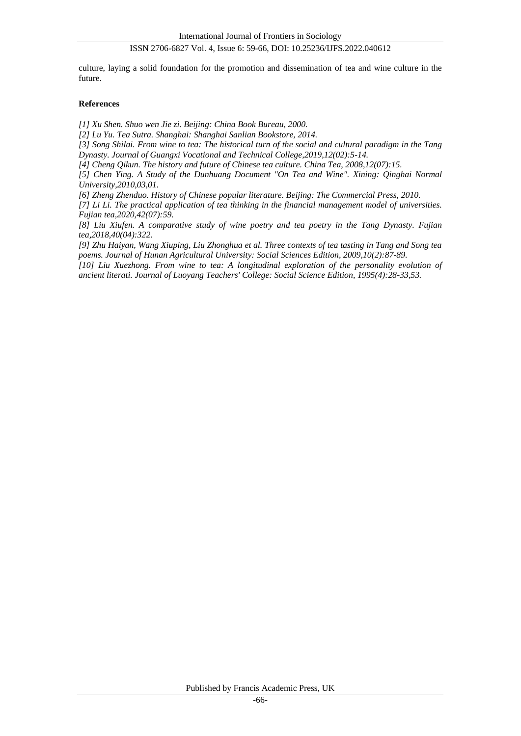culture, laying a solid foundation for the promotion and dissemination of tea and wine culture in the future.

**References**

*[1] Xu Shen. Shuo wen Jie zi. Beijing: China Book Bureau, 2000.*

*[2] Lu Yu. Tea Sutra. Shanghai: Shanghai Sanlian Bookstore, 2014.*

*[3] Song Shilai. From wine to tea: The historical turn of the social and cultural paradigm in the Tang Dynasty. Journal of Guangxi Vocational and Technical College,2019,12(02):5-14.*

*[4] Cheng Qikun. The history and future of Chinese tea culture. China Tea, 2008,12(07):15.*

*[5] Chen Ying. A Study of the Dunhuang Document "On Tea and Wine". Xining: Qinghai Normal University,2010,03,01.*

*[6] Zheng Zhenduo. History of Chinese popular literature. Beijing: The Commercial Press, 2010.*

*[7] Li Li. The practical application of tea thinking in the financial management model of universities. Fujian tea,2020,42(07):59.*

*[8] Liu Xiufen. A comparative study of wine poetry and tea poetry in the Tang Dynasty. Fujian tea,2018,40(04):322.*

*[9] Zhu Haiyan, Wang Xiuping, Liu Zhonghua et al. Three contexts of tea tasting in Tang and Song tea poems. Journal of Hunan Agricultural University: Social Sciences Edition, 2009,10(2):87-89.*

*[10] Liu Xuezhong. From wine to tea: A longitudinal exploration of the personality evolution of ancient literati. Journal of Luoyang Teachers' College: Social Science Edition, 1995(4):28-33,53.*